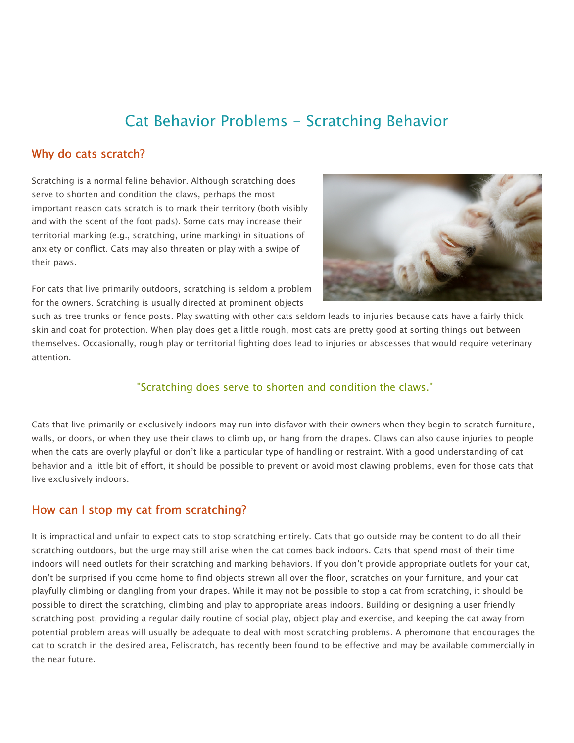# Cat Behavior Problems - Scratching Behavior

## Why do cats scratch?

Scratching is a normal feline behavior. Although scratching does serve to shorten and condition the claws, perhaps the most important reason cats scratch is to mark their territory (both visibly and with the scent of the foot pads). Some cats may increase their territorial marking (e.g., scratching, urine marking) in situations of anxiety or conflict. Cats may also threaten or play with a swipe of their paws.

For cats that live primarily outdoors, scratching is seldom a problem for the owners. Scratching is usually directed at prominent objects such as tree trunks or fence posts. Play swatting with other cats seldom leads to injuries because cats have a fairly thick skin and coat for protection. When play does get a little rough, most cats are pretty good at sorting things out between themselves. Occasionally, rough play or territorial fighting does lead to injuries or abscesses that would require veterinary attention.

"Scratching does serve to shorten and condition the claws."

Cats that live primarily or exclusively indoors may run into disfavor with their owners when they begin to scratch furniture, walls, or doors, or when they use their claws to climb up, or hang from the drapes. Claws can also cause injuries to people when the cats are overly playful or don't like a particular type of handling or restraint. With a good understanding of cat behavior and a little bit of effort, it should be possible to prevent or avoid most clawing problems, even for those cats that live exclusively indoors.

## How can I stop my cat from scratching?

It is impractical and unfair to expect cats to stop scratching entirely. Cats that go outside may be content to do all their scratching outdoors, but the urge may still arise when the cat comes back indoors. Cats that spend most of their time indoors will need outlets for their scratching and marking behaviors. If you don't provide appropriate outlets for your cat, don't be surprised if you come home to find objects strewn all over the floor, scratches on your furniture, and your cat playfully climbing or dangling from your drapes. While it may not be possible to stop a cat from scratching, it should be possible to direct the scratching, climbing and play to appropriate areas indoors. Building or designing a user friendly scratching post, providing a regular daily routine of social play, object play and exercise, and keeping the cat away from potential problem areas will usually be adequate to deal with most scratching problems. A pheromone that encourages the cat to scratch in the desired area, Feliscratch, has recently been found to be effective and may be available commercially in the near future.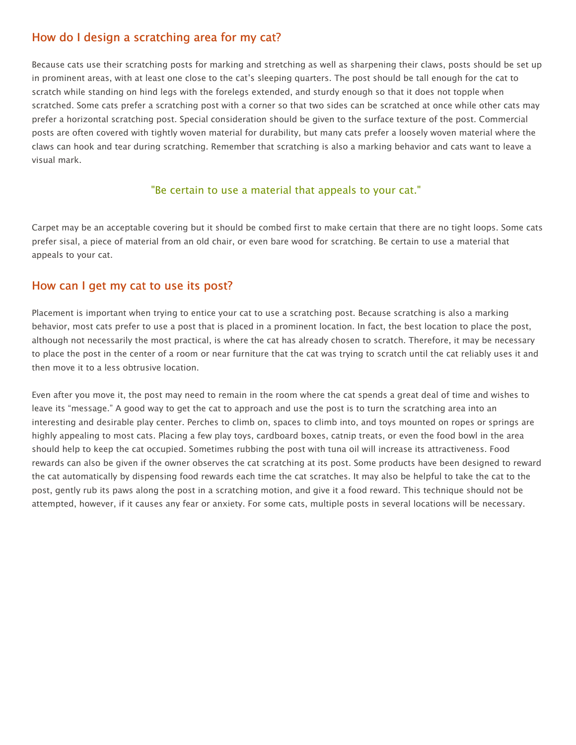## How do I design a scratching area for my cat?

Because cats use their scratching posts for marking and stretching as well as sharpening their claws, posts should be set up in prominent areas, with at least one close to the cat's sleeping quarters. The post should be tall enough for the cat to scratch while standing on hind legs with the forelegs extended, and sturdy enough so that it does not topple when scratched. Some cats prefer a scratching post with a corner so that two sides can be scratched at once while other cats may prefer a horizontal scratching post. Special consideration should be given to the surface texture of the post. Commercial posts are often covered with tightly woven material for durability, but many cats prefer a loosely woven material where the claws can hook and tear during scratching. Remember that scratching is also a marking behavior and cats want to leave a visual mark.

> "Be certain to use a material that appeals to your cat."

Carpet may be an acceptable covering but it should be combed first to make certain that there are no tight loops. Some cats prefer sisal, a piece of material from an old chair, or even bare wood for scratching. Be certain to use a material that appeals to your cat.

## How can I get my cat to use its post?

Placement is important when trying to entice your cat to use a scratching post. Because scratching is also a marking behavior, most cats prefer to use a post that is placed in a prominent location. In fact, the best location to place the post, although not necessarily the most practical, is where the cat has already chosen to scratch. Therefore, it may be necessary to place the post in the center of a room or near furniture that the cat was trying to scratch until the cat reliably uses it and then move it to a less obtrusive location.

Even after you move it, the post may need to remain in the room where the cat spends a great deal of time and wishes to leave its "message." A good way to get the cat to approach and use the post is to turn the scratching area into an interesting and desirable play center. Perches to climb on, spaces to climb into, and toys mounted on ropes or springs are highly appealing to most cats. Placing a few play toys, cardboard boxes, catnip treats, or even the food bowl in the area should help to keep the cat occupied. Sometimes rubbing the post with tuna oil will increase its attractiveness. Food rewards can also be given if the owner observes the cat scratching at its post. Some products have been designed to reward the cat automatically by dispensing food rewards each time the cat scratches. It may also be helpful to take the cat to the post, gently rub its paws along the post in a scratching motion, and give it a food reward. This technique should not be attempted, however, if it causes any fear or anxiety. For some cats, multiple posts in several locations will be necessary.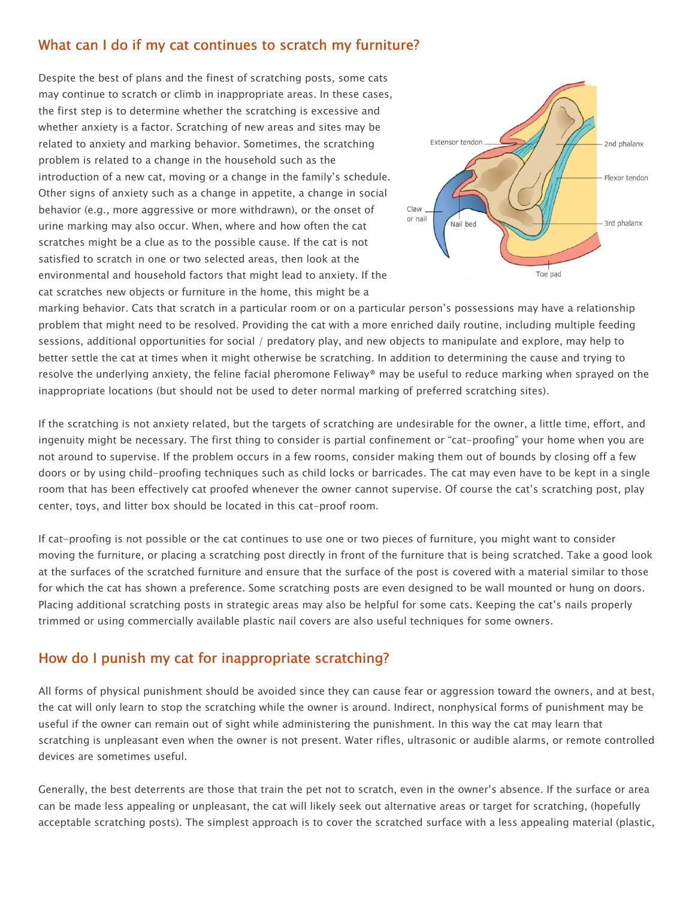## What can I do if my cat continues to scratch my furniture?

Despite the best of plans and the finest of scratching posts, some cats may continue to scratch or climb in inappropriate areas. In these cases, the first step is to determine whether the scratching is excessive and whether anxiety is a factor. Scratching of new areas and sites may be related to anxiety and marking behavior. Sometimes, the scratching problem is related to a change in the household such as the introduction of a new cat, moving or a change in the family's schedule. Other signs of anxiety such as a change in appetite, a change in social behavior (e.g., more aggressive or more withdrawn), or the onset of urine marking may also occur. When, where and how often the cat scratches might be a clue as to the possible cause. If the cat is not satisfied to scratch in one or two selected areas, then look at the environmental and household factors that might lead to anxiety. If the cat scratches new objects or furniture in the home, this might be a marking behavior. Cats that scratch in a particular room or on a particular person's possessions may have a relationship problem that might need to be resolved. Providing the cat with a more enriched daily routine, including multiple feeding sessions, additional opportunities for social / predatory play, and new objects to manipulate and explore, may help to better settle the cat at times when it might otherwise be scratching. In addition to determining the cause and trying to resolve the underlying anxiety, the feline facial pheromone Feliway® may be useful to reduce marking when sprayed on the inappropriate locations (but should not be used to deter normal marking of preferred scratching sites).

Extensor tendon
2nd phalanx
Flexor tendon
Claw or nail
Nail bed
3rd phalanx
Toe pad

If the scratching is not anxiety related, but the targets of scratching are undesirable for the owner, a little time, effort, and ingenuity might be necessary. The first thing to consider is partial confinement or "cat-proofing" your home when you are not around to supervise. If the problem occurs in a few rooms, consider making them out of bounds by closing off a few doors or by using child-proofing techniques such as child locks or barricades. The cat may even have to be kept in a single room that has been effectively cat proofed whenever the owner cannot supervise. Of course the cat's scratching post, play center, toys, and litter box should be located in this cat-proof room.

If cat-proofing is not possible or the cat continues to use one or two pieces of furniture, you might want to consider moving the furniture, or placing a scratching post directly in front of the furniture that is being scratched. Take a good look at the surfaces of the scratched furniture and ensure that the surface of the post is covered with a material similar to those for which the cat has shown a preference. Some scratching posts are even designed to be wall mounted or hung on doors. Placing additional scratching posts in strategic areas may also be helpful for some cats. Keeping the cat's nails properly trimmed or using commercially available plastic nail covers are also useful techniques for some owners.

## How do I punish my cat for inappropriate scratching?

All forms of physical punishment should be avoided since they can cause fear or aggression toward the owners, and at best, the cat will only learn to stop the scratching while the owner is around. Indirect, nonphysical forms of punishment may be useful if the owner can remain out of sight while administering the punishment. In this way the cat may learn that scratching is unpleasant even when the owner is not present. Water rifles, ultrasonic or audible alarms, or remote controlled devices are sometimes useful.

Generally, the best deterrents are those that train the pet not to scratch, even in the owner's absence. If the surface or area can be made less appealing or unpleasant, the cat will likely seek out alternative areas or target for scratching, (hopefully acceptable scratching posts). The simplest approach is to cover the scratched surface with a less appealing material (plastic,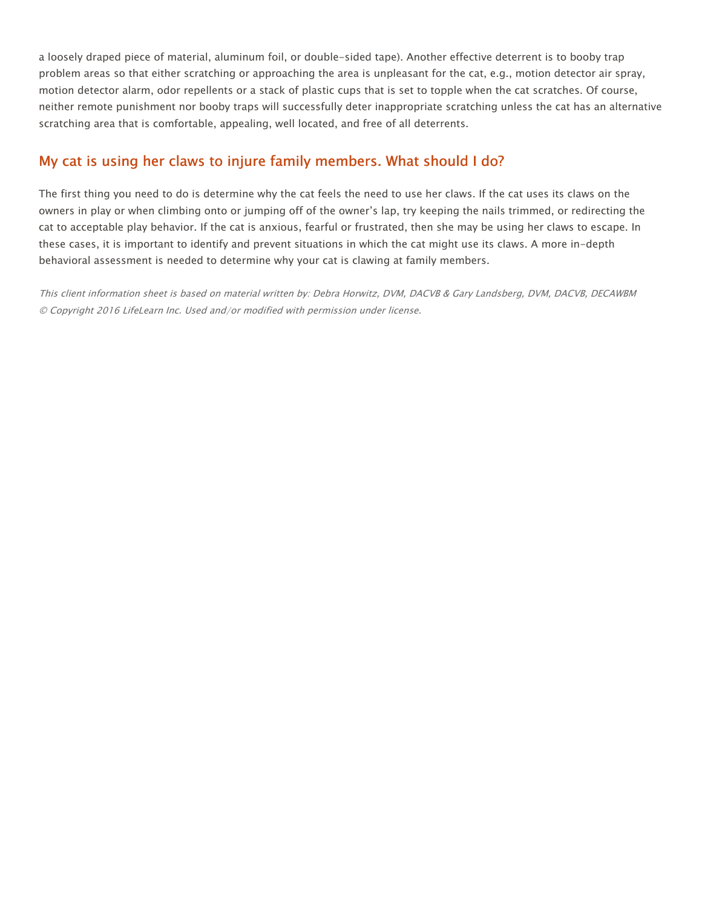a loosely draped piece of material, aluminum foil, or double-sided tape). Another effective deterrent is to booby trap problem areas so that either scratching or approaching the area is unpleasant for the cat, e.g., motion detector air spray, motion detector alarm, odor repellents or a stack of plastic cups that is set to topple when the cat scratches. Of course, neither remote punishment nor booby traps will successfully deter inappropriate scratching unless the cat has an alternative scratching area that is comfortable, appealing, well located, and free of all deterrents.

## My cat is using her claws to injure family members. What should I do?

The first thing you need to do is determine why the cat feels the need to use her claws. If the cat uses its claws on the owners in play or when climbing onto or jumping off of the owner's lap, try keeping the nails trimmed, or redirecting the cat to acceptable play behavior. If the cat is anxious, fearful or frustrated, then she may be using her claws to escape. In these cases, it is important to identify and prevent situations in which the cat might use its claws. A more in-depth behavioral assessment is needed to determine why your cat is clawing at family members.

*This client information sheet is based on material written by: Debra Horwitz, DVM, DACVB & Gary Landsberg, DVM, DACVB, DECAWBM*
*© Copyright 2016 LifeLearn Inc. Used and/or modified with permission under license.*